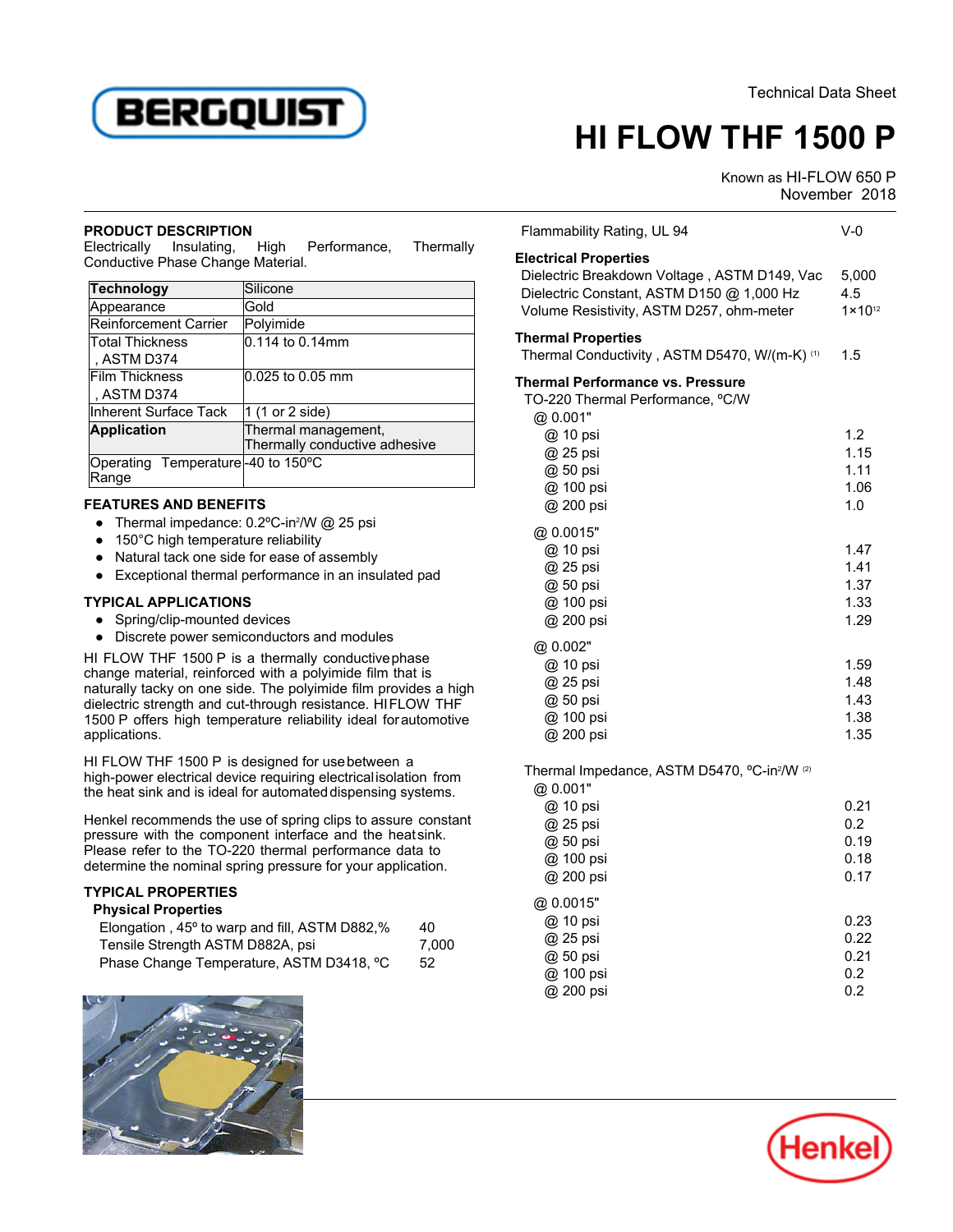Technical Data Sheet

# HI FLOW THF 1500 P

Known as HI-FLOW 650 P
November 2018

## PRODUCT DESCRIPTION

Electrically Insulating, High Performance, Thermally Conductive Phase Change Material.

| Technology | Silicone |
|---|---|
| Appearance | Gold |
| Reinforcement Carrier | Polyimide |
| Total Thickness , ASTM D374 | 0.114 to 0.14mm |
| Film Thickness , ASTM D374 | 0.025 to 0.05 mm |
| Inherent Surface Tack | 1 (1 or 2 side) |
| **Application** | Thermal management, Thermally conductive adhesive |
| Operating Temperature Range | -40 to 150ºC |

## FEATURES AND BENEFITS

- Thermal impedance: 0.2ºC-in²/W @ 25 psi
- 150°C high temperature reliability
- Natural tack one side for ease of assembly
- Exceptional thermal performance in an insulated pad

## TYPICAL APPLICATIONS

- Spring/clip-mounted devices
- Discrete power semiconductors and modules

HI FLOW THF 1500 P is a thermally conductive phase change material, reinforced with a polyimide film that is naturally tacky on one side. The polyimide film provides a high dielectric strength and cut-through resistance. HI FLOW THF 1500 P offers high temperature reliability ideal for automotive applications.

HI FLOW THF 1500 P is designed for use between a high-power electrical device requiring electrical isolation from the heat sink and is ideal for automated dispensing systems.

Henkel recommends the use of spring clips to assure constant pressure with the component interface and the heat sink. Please refer to the TO-220 thermal performance data to determine the nominal spring pressure for your application.

## TYPICAL PROPERTIES

### Physical Properties

| | |
|---|---|
| Elongation , 45º to warp and fill, ASTM D882,% | 40 |
| Tensile Strength ASTM D882A, psi | 7,000 |
| Phase Change Temperature, ASTM D3418, ºC | 52 |
| Flammability Rating, UL 94 | V-0 |

### Electrical Properties

| | |
|---|---|
| Dielectric Breakdown Voltage , ASTM D149, Vac | 5,000 |
| Dielectric Constant, ASTM D150 @ 1,000 Hz | 4.5 |
| Volume Resistivity, ASTM D257, ohm-meter | $1×10^{12}$ |

### Thermal Properties

| | |
|---|---|
| Thermal Conductivity , ASTM D5470, W/(m-K) [1] | 1.5 |

### Thermal Performance vs. Pressure

TO-220 Thermal Performance, ºC/W

| | |
|---|---|
| @ 0.001" | |
| @ 10 psi | 1.2 |
| @ 25 psi | 1.15 |
| @ 50 psi | 1.11 |
| @ 100 psi | 1.06 |
| @ 200 psi | 1.0 |
| @ 0.0015" | |
| @ 10 psi | 1.47 |
| @ 25 psi | 1.41 |
| @ 50 psi | 1.37 |
| @ 100 psi | 1.33 |
| @ 200 psi | 1.29 |
| @ 0.002" | |
| @ 10 psi | 1.59 |
| @ 25 psi | 1.48 |
| @ 50 psi | 1.43 |
| @ 100 psi | 1.38 |
| @ 200 psi | 1.35 |

Thermal Impedance, ASTM D5470, ºC-in²/W [2]

| | |
|---|---|
| @ 0.001" | |
| @ 10 psi | 0.21 |
| @ 25 psi | 0.2 |
| @ 50 psi | 0.19 |
| @ 100 psi | 0.18 |
| @ 200 psi | 0.17 |
| @ 0.0015" | |
| @ 10 psi | 0.23 |
| @ 25 psi | 0.22 |
| @ 50 psi | 0.21 |
| @ 100 psi | 0.2 |
| @ 200 psi | 0.2 |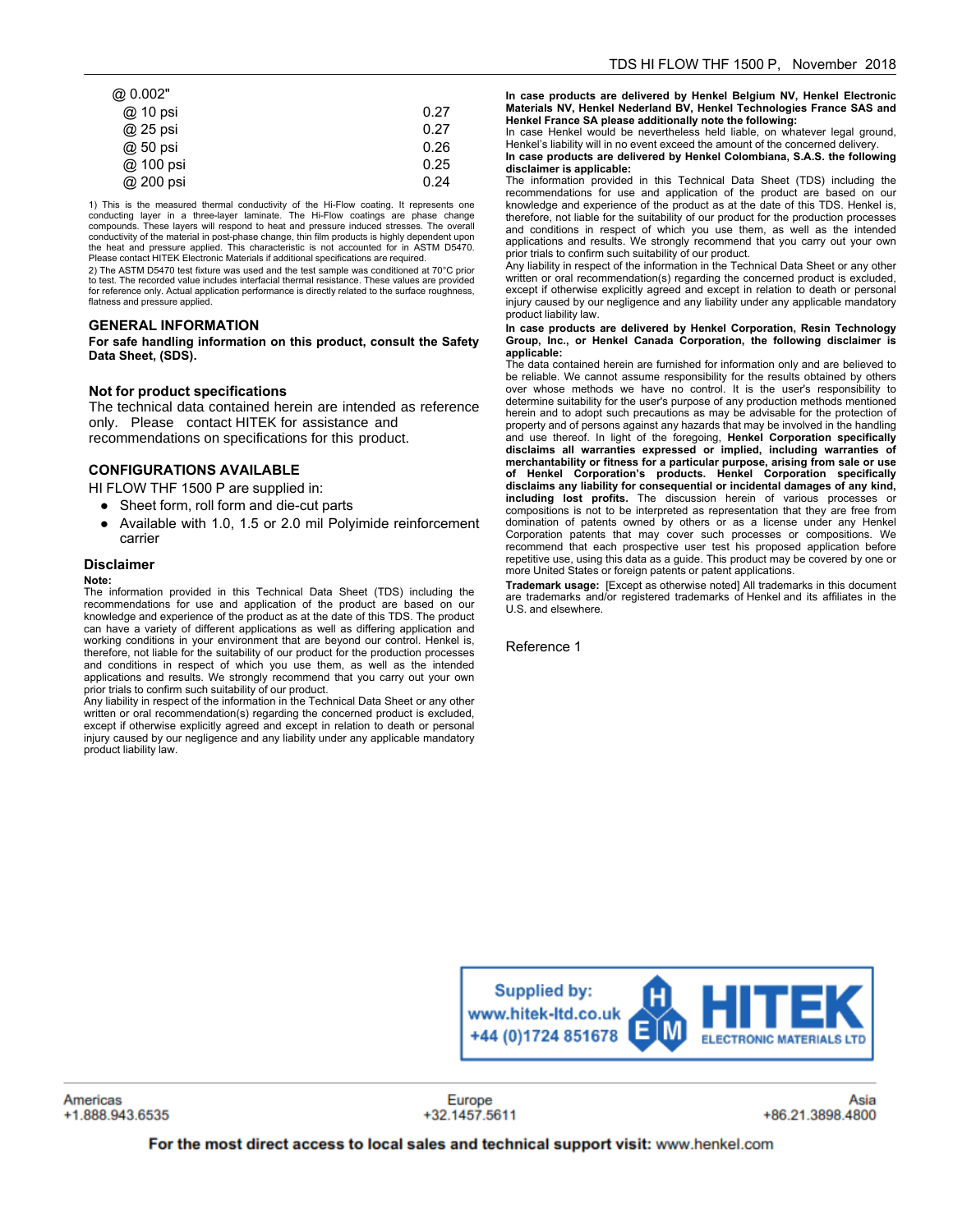| | |
|---|---|
| @ 0.002" | |
| @ 10 psi | 0.27 |
| @ 25 psi | 0.27 |
| @ 50 psi | 0.26 |
| @ 100 psi | 0.25 |
| @ 200 psi | 0.24 |

1) This is the measured thermal conductivity of the Hi-Flow coating. It represents one conducting layer in a three-layer laminate. The Hi-Flow coatings are phase change compounds. These layers will respond to heat and pressure induced stresses. The overall conductivity of the material in post-phase change, thin film products is highly dependent upon the heat and pressure applied. This characteristic is not accounted for in ASTM D5470. Please contact HITEK Electronic Materials if additional specifications are required.

2) The ASTM D5470 test fixture was used and the test sample was conditioned at 70°C prior to test. The recorded value includes interfacial thermal resistance. These values are provided for reference only. Actual application performance is directly related to the surface roughness, flatness and pressure applied.

## GENERAL INFORMATION

**For safe handling information on this product, consult the Safety Data Sheet, (SDS).**

### Not for product specifications

The technical data contained herein are intended as reference only. Please contact HITEK for assistance and recommendations on specifications for this product.

## CONFIGURATIONS AVAILABLE

HI FLOW THF 1500 P are supplied in:

- Sheet form, roll form and die-cut parts
- Available with 1.0, 1.5 or 2.0 mil Polyimide reinforcement carrier

### Disclaimer

**Note:**

The information provided in this Technical Data Sheet (TDS) including the recommendations for use and application of the product are based on our knowledge and experience of the product as at the date of this TDS. The product can have a variety of different applications as well as differing application and working conditions in your environment that are beyond our control. Henkel is, therefore, not liable for the suitability of our product for the production processes and conditions in respect of which you use them, as well as the intended applications and results. We strongly recommend that you carry out your own prior trials to confirm such suitability of our product.

Any liability in respect of the information in the Technical Data Sheet or any other written or oral recommendation(s) regarding the concerned product is excluded, except if otherwise explicitly agreed and except in relation to death or personal injury caused by our negligence and any liability under any applicable mandatory product liability law.

**In case products are delivered by Henkel Belgium NV, Henkel Electronic Materials NV, Henkel Nederland BV, Henkel Technologies France SAS and Henkel France SA please additionally note the following:**

In case Henkel would be nevertheless held liable, on whatever legal ground, Henkel's liability will in no event exceed the amount of the concerned delivery.

**In case products are delivered by Henkel Colombiana, S.A.S. the following disclaimer is applicable:**

The information provided in this Technical Data Sheet (TDS) including the recommendations for use and application of the product are based on our knowledge and experience of the product as at the date of this TDS. Henkel is, therefore, not liable for the suitability of our product for the production processes and conditions in respect of which you use them, as well as the intended applications and results. We strongly recommend that you carry out your own prior trials to confirm such suitability of our product.

Any liability in respect of the information in the Technical Data Sheet or any other written or oral recommendation(s) regarding the concerned product is excluded, except if otherwise explicitly agreed and except in relation to death or personal injury caused by our negligence and any liability under any applicable mandatory product liability law.

**In case products are delivered by Henkel Corporation, Resin Technology Group, Inc., or Henkel Canada Corporation, the following disclaimer is applicable:**

The data contained herein are furnished for information only and are believed to be reliable. We cannot assume responsibility for the results obtained by others over whose methods we have no control. It is the user's responsibility to determine suitability for the user's purpose of any production methods mentioned herein and to adopt such precautions as may be advisable for the protection of property and of persons against any hazards that may be involved in the handling and use thereof. In light of the foregoing, **Henkel Corporation specifically disclaims all warranties expressed or implied, including warranties of merchantability or fitness for a particular purpose, arising from sale or use of Henkel Corporation's products. Henkel Corporation specifically disclaims any liability for consequential or incidental damages of any kind, including lost profits.** The discussion herein of various processes or compositions is not to be interpreted as representation that they are free from domination of patents owned by others or as a license under any Henkel Corporation patents that may cover such processes or compositions. We recommend that each prospective user test his proposed application before repetitive use, using this data as a guide. This product may be covered by one or more United States or foreign patents or patent applications.

**Trademark usage:** [Except as otherwise noted] All trademarks in this document are trademarks and/or registered trademarks of Henkel and its affiliates in the U.S. and elsewhere.

Reference 1

Supplied by:
www.hitek-ltd.co.uk
+44 (0)1724 851678
HITEK ELECTRONIC MATERIALS LTD

Americas
+1.888.943.6535

Europe
+32.1457.5611

Asia
+86.21.3898.4800

**For the most direct access to local sales and technical support visit:** www.henkel.com